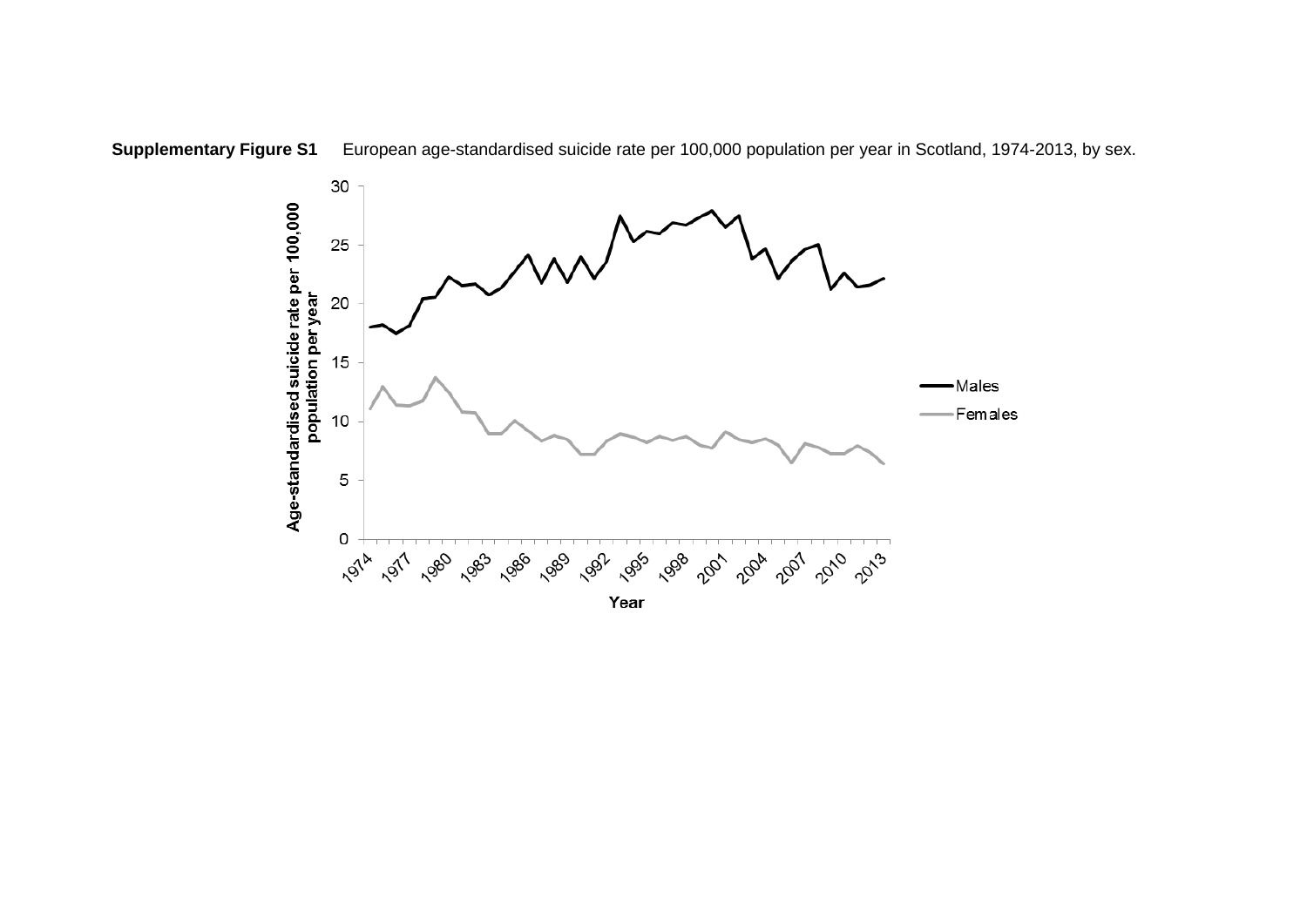**Supplementary Figure S1** European age-standardised suicide rate per 100,000 population per year in Scotland, 1974-2013, by sex.

Age-standardised suicide rate per 100,000 population per year

30
25
20
15
10
5
0

1974
1977
1980
1983
1986
1989
1992
1995
1998
2001
2004
2007
2010
2013

Year

Males
Females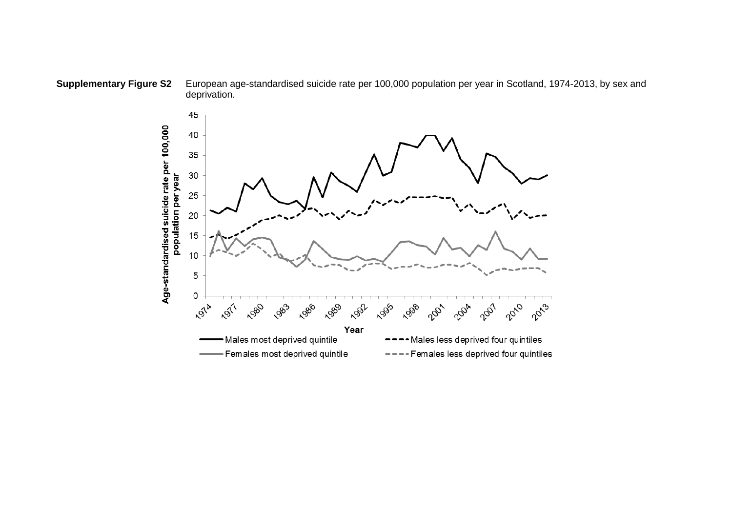**Supplementary Figure S2** European age-standardised suicide rate per 100,000 population per year in Scotland, 1974-2013, by sex and deprivation.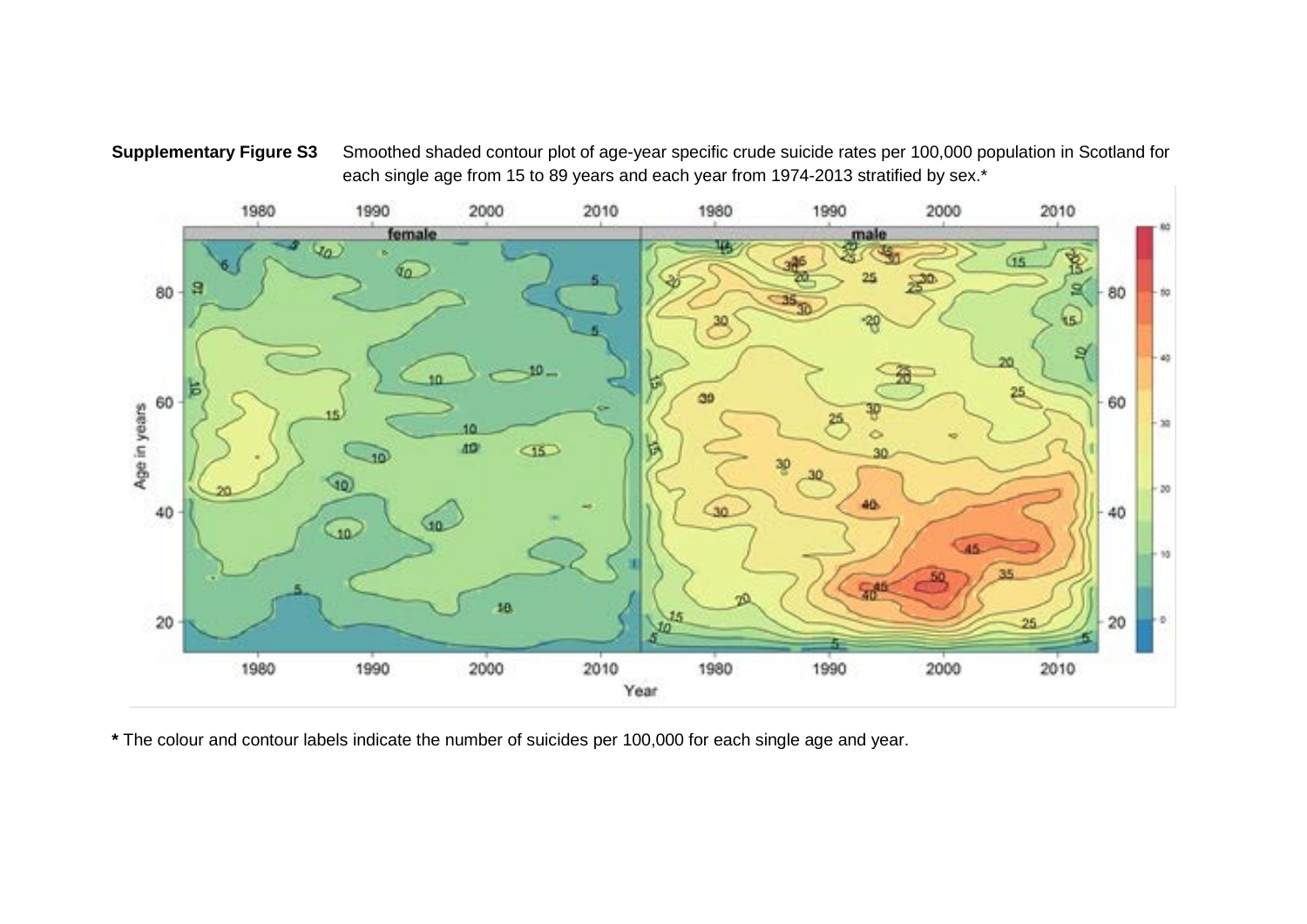**Supplementary Figure S3** Smoothed shaded contour plot of age-year specific crude suicide rates per 100,000 population in Scotland for each single age from 15 to 89 years and each year from 1974-2013 stratified by sex.*

female

male

Age in years

Year

1980 1990 2000 2010

20 40 60 80

0 10 20 30 40 50 60

**\*** The colour and contour labels indicate the number of suicides per 100,000 for each single age and year.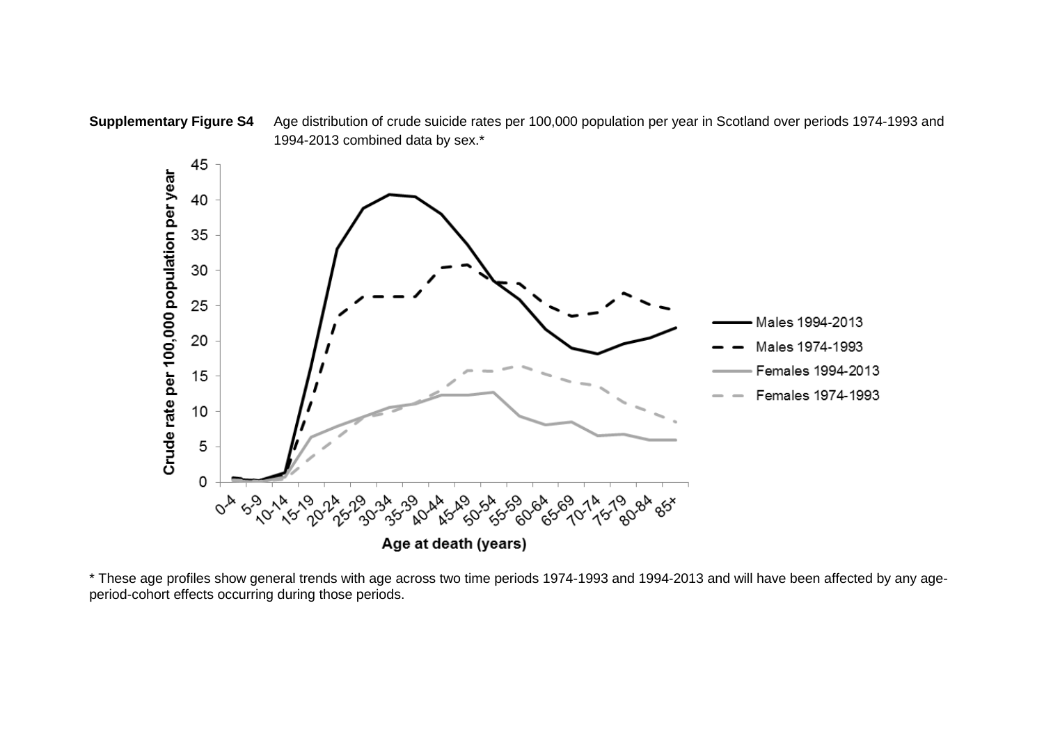**Supplementary Figure S4** Age distribution of crude suicide rates per 100,000 population per year in Scotland over periods 1974-1993 and 1994-2013 combined data by sex.*

Crude rate per 100,000 population per year

45
40
35
30
25
20
15
10
5
0

0-4 5-9 10-14 15-19 20-24 25-29 30-34 35-39 40-44 45-49 50-54 55-59 60-64 65-69 70-74 75-79 80-84 85+

Age at death (years)

Males 1994-2013
Males 1974-1993
Females 1994-2013
Females 1974-1993

\* These age profiles show general trends with age across two time periods 1974-1993 and 1994-2013 and will have been affected by any age-period-cohort effects occurring during those periods.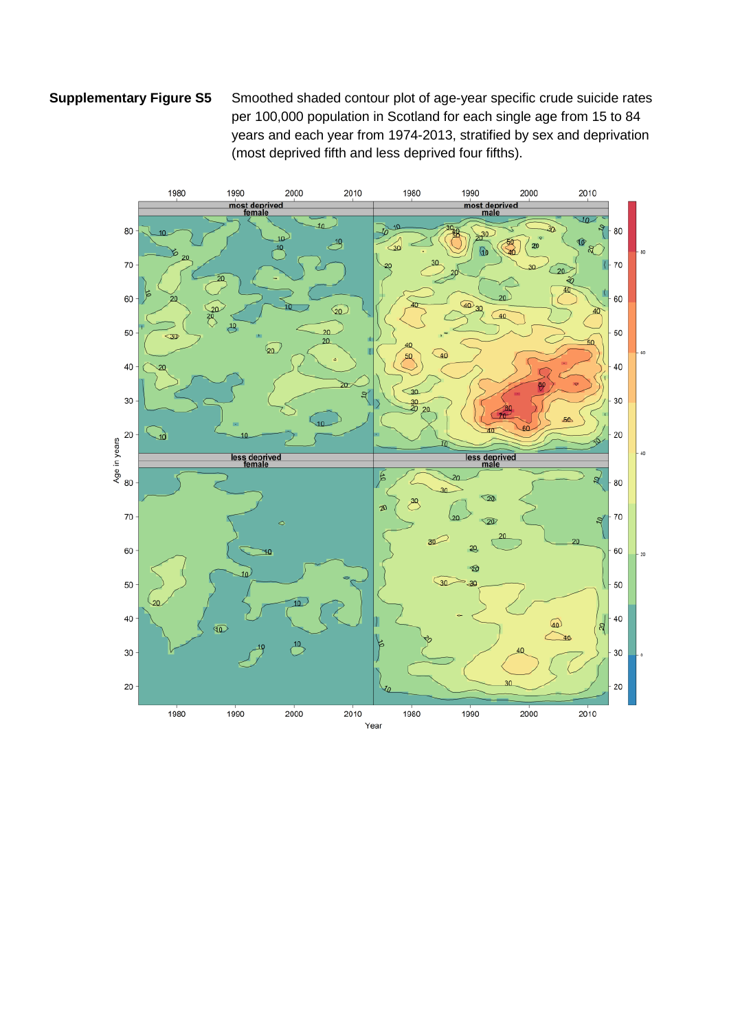**Supplementary Figure S5** Smoothed shaded contour plot of age-year specific crude suicide rates per 100,000 population in Scotland for each single age from 15 to 84 years and each year from 1974-2013, stratified by sex and deprivation (most deprived fifth and less deprived four fifths).

most deprived female

most deprived male

less deprived female

less deprived male

Age in years

Year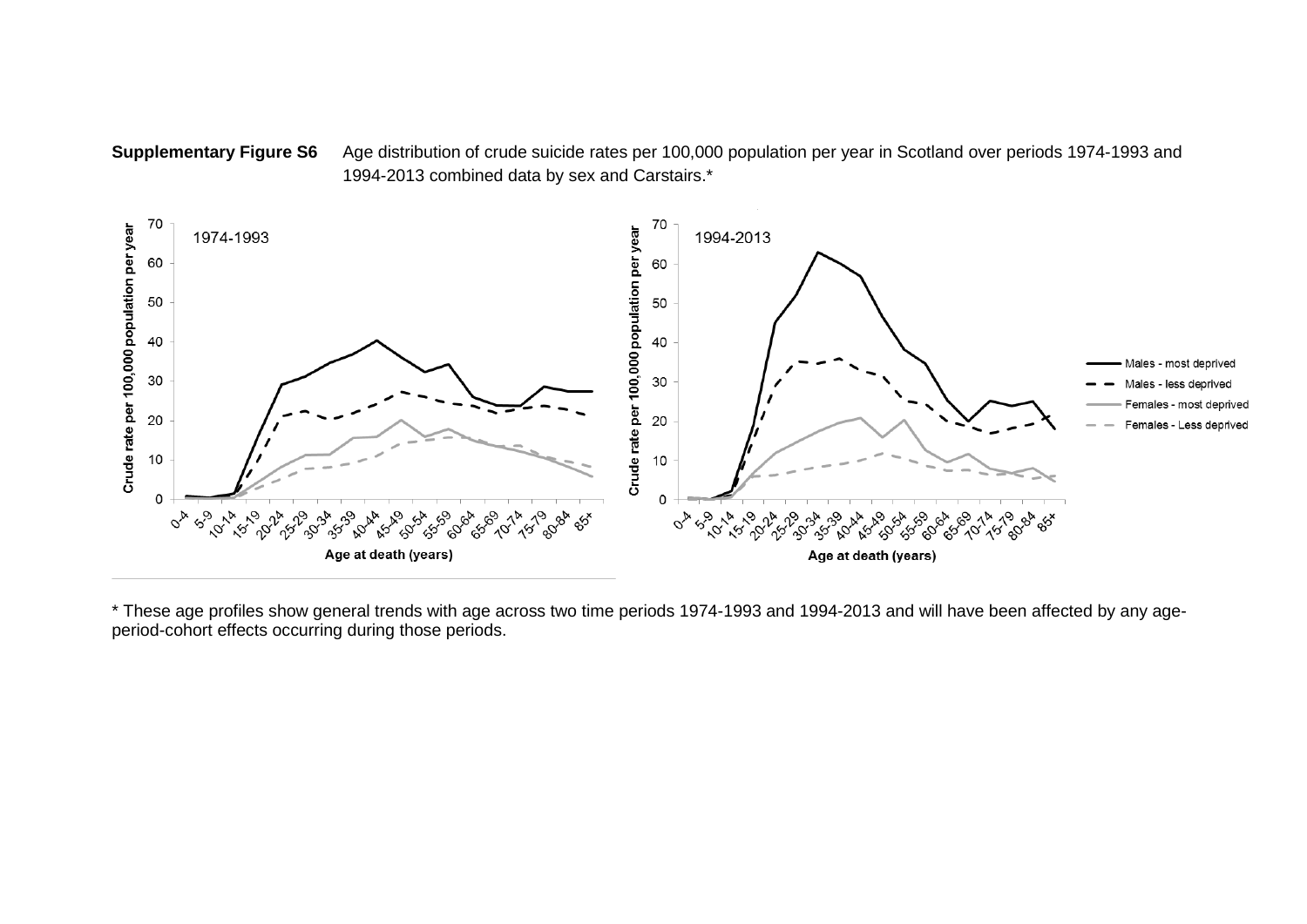**Supplementary Figure S6** Age distribution of crude suicide rates per 100,000 population per year in Scotland over periods 1974-1993 and 1994-2013 combined data by sex and Carstairs.*

1974-1993

1994-2013

Crude rate per 100,000 population per year

0
10
20
30
40
50
60
70

0-4
5-9
10-14
15-19
20-24
25-29
30-34
35-39
40-44
45-49
50-54
55-59
60-64
65-69
70-74
75-79
80-84
85+

Age at death (years)

Males - most deprived
Males - less deprived
Females - most deprived
Females - Less deprived

* These age profiles show general trends with age across two time periods 1974-1993 and 1994-2013 and will have been affected by any age-period-cohort effects occurring during those periods.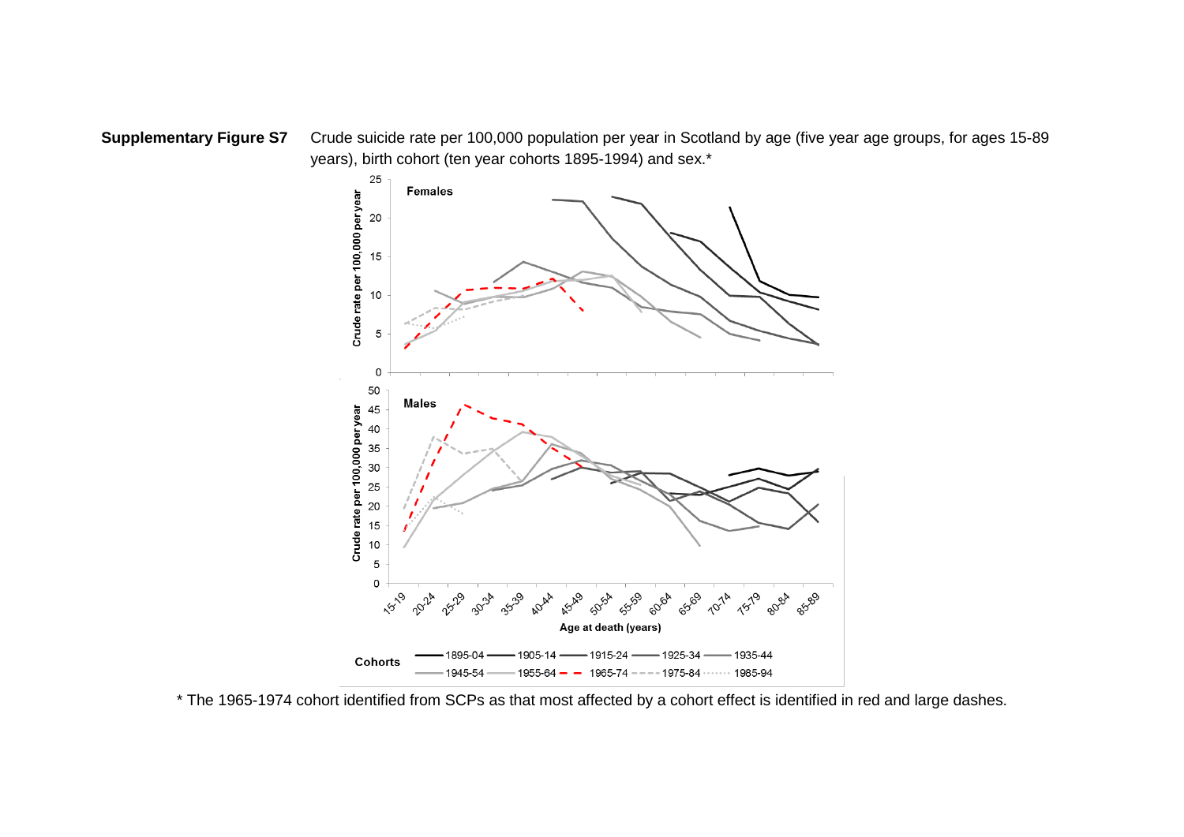**Supplementary Figure S7** Crude suicide rate per 100,000 population per year in Scotland by age (five year age groups, for ages 15-89 years), birth cohort (ten year cohorts 1895-1994) and sex.*

Females

Males

Crude rate per 100,000 per year

0
5
10
15
20
25

0
5
10
15
20
25
30
35
40
45
50

15-19 20-24 25-29 30-34 35-39 40-44 45-49 50-54 55-59 60-64 65-69 70-74 75-79 80-84 85-89

Age at death (years)

Cohorts: 1895-04, 1905-14, 1915-24, 1925-34, 1935-44, 1945-54, 1955-64, 1965-74, 1975-84, 1985-94

\* The 1965-1974 cohort identified from SCPs as that most affected by a cohort effect is identified in red and large dashes.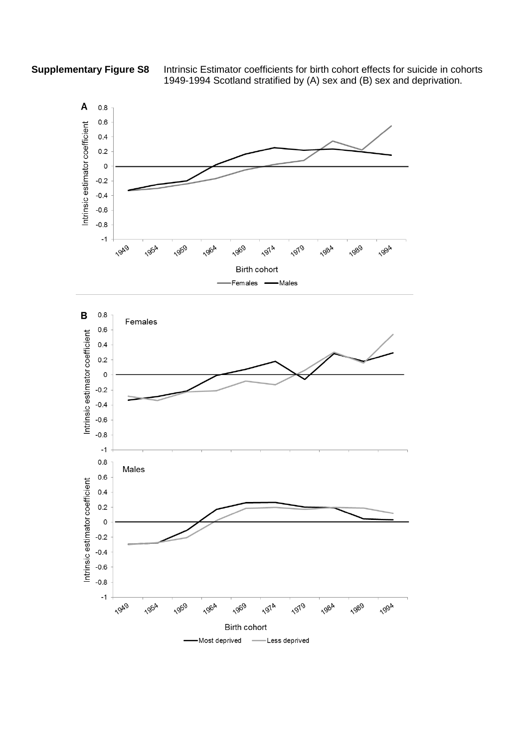**Supplementary Figure S8** Intrinsic Estimator coefficients for birth cohort effects for suicide in cohorts 1949-1994 Scotland stratified by (A) sex and (B) sex and deprivation.

A

Intrinsic estimator coefficient

0.8
0.6
0.4
0.2
0
-0.2
-0.4
-0.6
-0.8
-1

1949 1954 1959 1964 1969 1974 1979 1984 1989 1994

Birth cohort

Females Males

B

Females

Intrinsic estimator coefficient

0.8
0.6
0.4
0.2
0
-0.2
-0.4
-0.6
-0.8
-1

Males

Intrinsic estimator coefficient

0.8
0.6
0.4
0.2
0
-0.2
-0.4
-0.6
-0.8
-1

1949 1954 1959 1964 1969 1974 1979 1984 1989 1994

Birth cohort

Most deprived Less deprived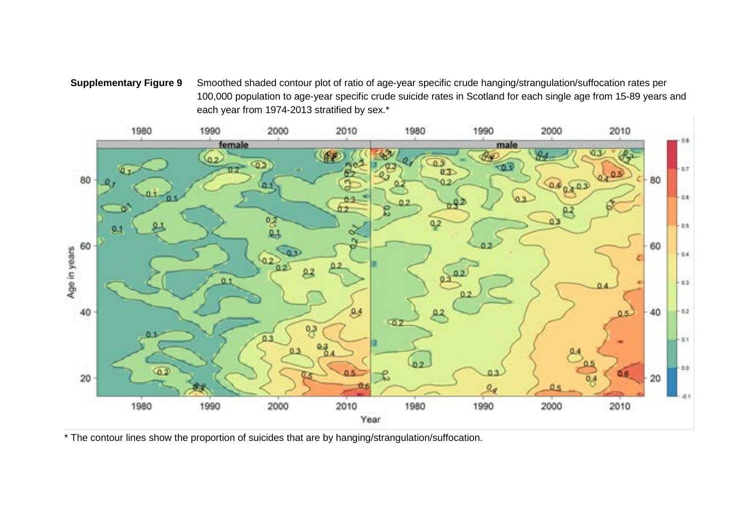**Supplementary Figure 9** Smoothed shaded contour plot of ratio of age-year specific crude hanging/strangulation/suffocation rates per 100,000 population to age-year specific crude suicide rates in Scotland for each single age from 15-89 years and each year from 1974-2013 stratified by sex.*

female

male

Age in years

Year

1980 1990 2000 2010

80 60 40 20

0.8 0.7 0.6 0.5 0.4 0.3 0.2 0.1 0.0 -0.1

\* The contour lines show the proportion of suicides that are by hanging/strangulation/suffocation.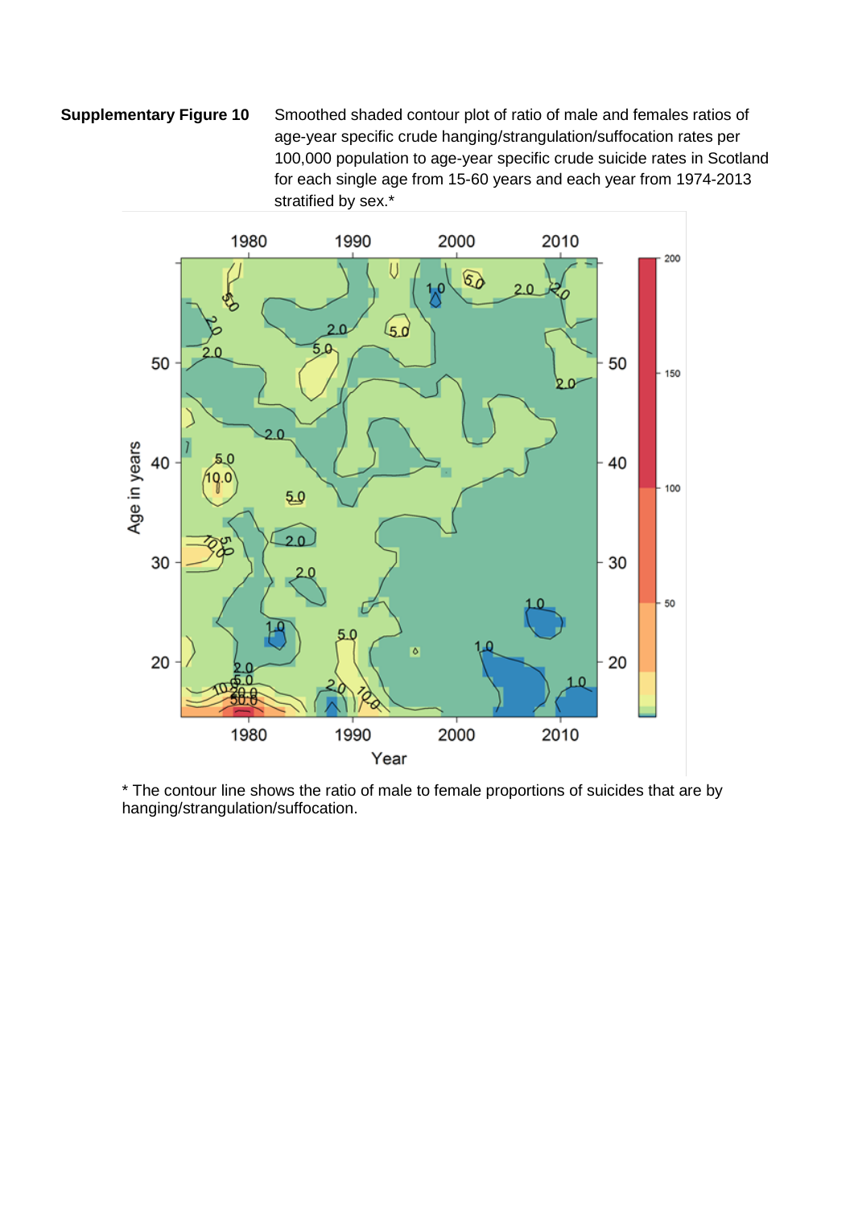**Supplementary Figure 10** Smoothed shaded contour plot of ratio of male and females ratios of age-year specific crude hanging/strangulation/suffocation rates per 100,000 population to age-year specific crude suicide rates in Scotland for each single age from 15-60 years and each year from 1974-2013 stratified by sex.*

1980
1990
2000
2010

Age in years
50
40
30
20

Year

200
150
100
50

5.0
2.0
1.0
10.0
20.0
50.0

* The contour line shows the ratio of male to female proportions of suicides that are by hanging/strangulation/suffocation.